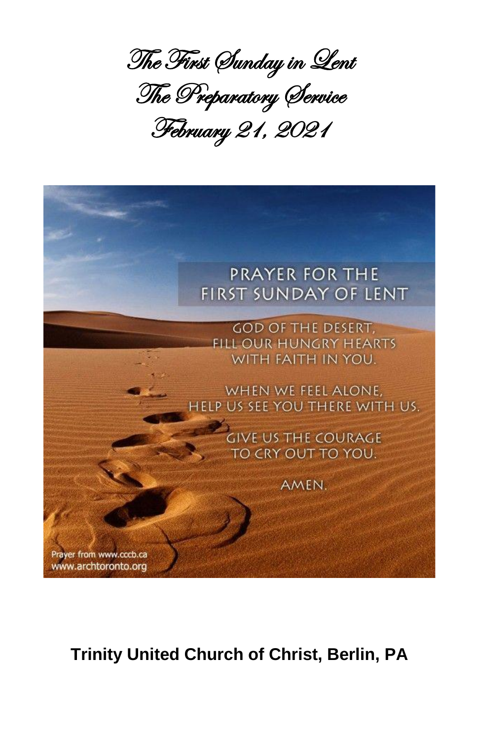# The First Sunday in Lent

# The Preparatory Service

# February 21, 2021

PRAYER FOR THE FIRST SUNDAY OF LENT

GOD OF THE DESERT,
FILL OUR HUNGRY HEARTS
WITH FAITH IN YOU.

WHEN WE FEEL ALONE,
HELP US SEE YOU THERE WITH US.

GIVE US THE COURAGE
TO CRY OUT TO YOU.

AMEN.

Prayer from www.cccb.ca
www.archtoronto.org

**Trinity United Church of Christ, Berlin, PA**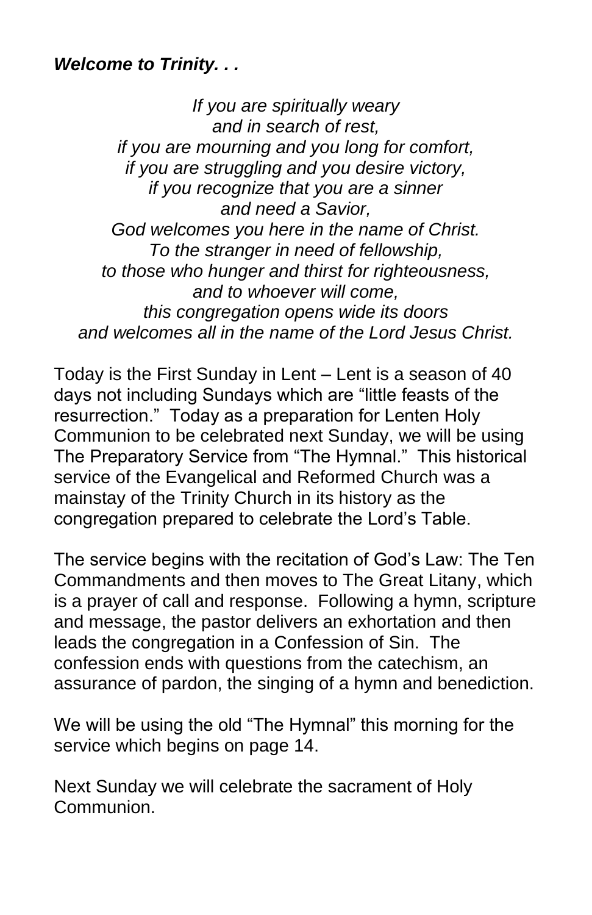***Welcome to Trinity. . .***

*If you are spiritually weary*
*and in search of rest,*
*if you are mourning and you long for comfort,*
*if you are struggling and you desire victory,*
*if you recognize that you are a sinner*
*and need a Savior,*
*God welcomes you here in the name of Christ.*
*To the stranger in need of fellowship,*
*to those who hunger and thirst for righteousness,*
*and to whoever will come,*
*this congregation opens wide its doors*
*and welcomes all in the name of the Lord Jesus Christ.*

Today is the First Sunday in Lent – Lent is a season of 40 days not including Sundays which are "little feasts of the resurrection." Today as a preparation for Lenten Holy Communion to be celebrated next Sunday, we will be using The Preparatory Service from "The Hymnal." This historical service of the Evangelical and Reformed Church was a mainstay of the Trinity Church in its history as the congregation prepared to celebrate the Lord's Table.

The service begins with the recitation of God's Law: The Ten Commandments and then moves to The Great Litany, which is a prayer of call and response. Following a hymn, scripture and message, the pastor delivers an exhortation and then leads the congregation in a Confession of Sin. The confession ends with questions from the catechism, an assurance of pardon, the singing of a hymn and benediction.

We will be using the old "The Hymnal" this morning for the service which begins on page 14.

Next Sunday we will celebrate the sacrament of Holy Communion.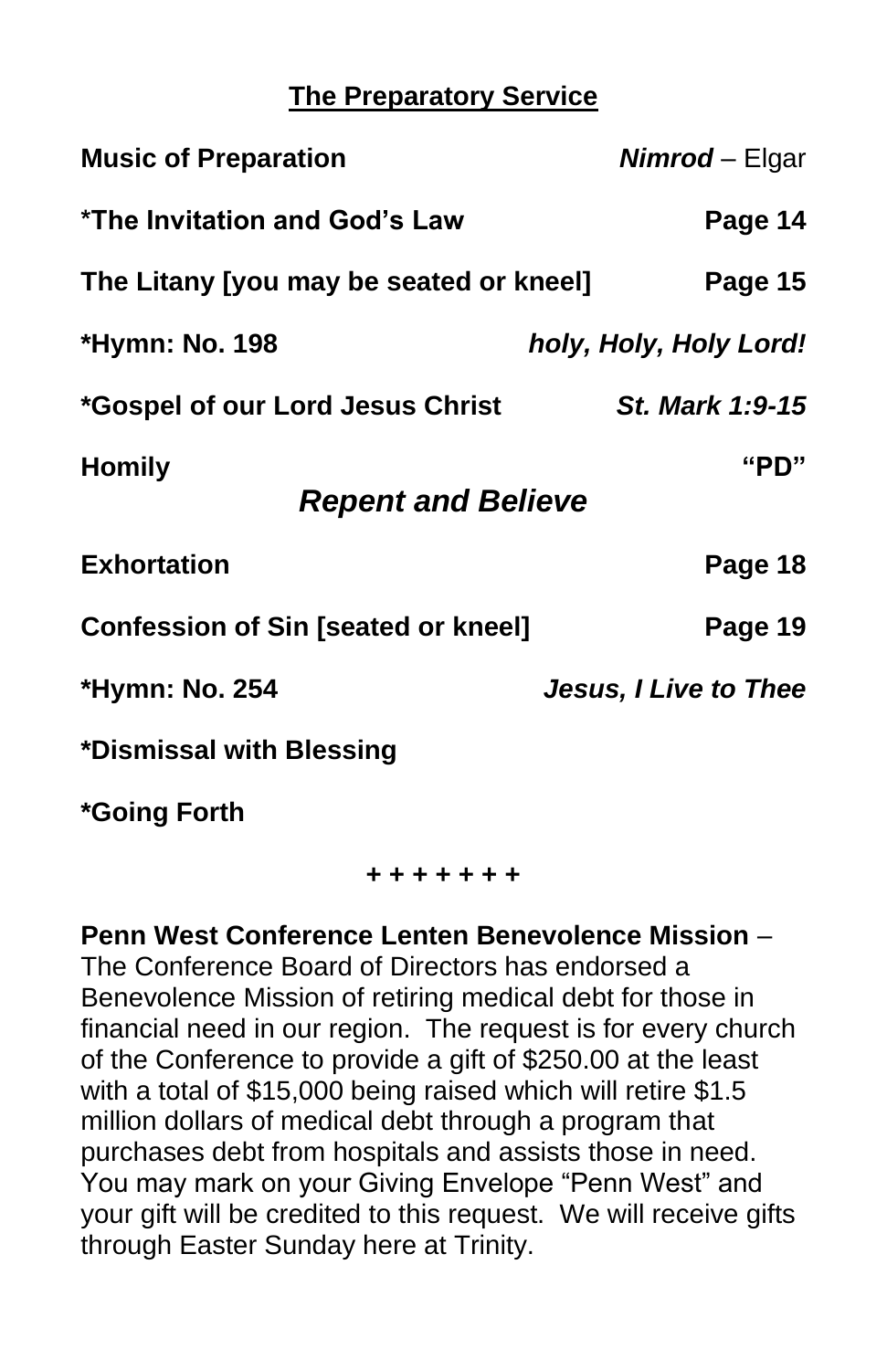## The Preparatory Service

**Music of Preparation** — ***Nimrod*** – Elgar

**\*The Invitation and God's Law** — **Page 14**

**The Litany [you may be seated or kneel]** — **Page 15**

**\*Hymn: No. 198** — ***holy, Holy, Holy Lord!***

**\*Gospel of our Lord Jesus Christ** — ***St. Mark 1:9-15***

**Homily** — **"PD"**

***Repent and Believe***

**Exhortation** — **Page 18**

**Confession of Sin [seated or kneel]** — **Page 19**

**\*Hymn: No. 254** — ***Jesus, I Live to Thee***

**\*Dismissal with Blessing**

**\*Going Forth**

**+ + + + + + +**

**Penn West Conference Lenten Benevolence Mission** – The Conference Board of Directors has endorsed a Benevolence Mission of retiring medical debt for those in financial need in our region. The request is for every church of the Conference to provide a gift of $250.00 at the least with a total of $15,000 being raised which will retire $1.5 million dollars of medical debt through a program that purchases debt from hospitals and assists those in need. You may mark on your Giving Envelope "Penn West" and your gift will be credited to this request. We will receive gifts through Easter Sunday here at Trinity.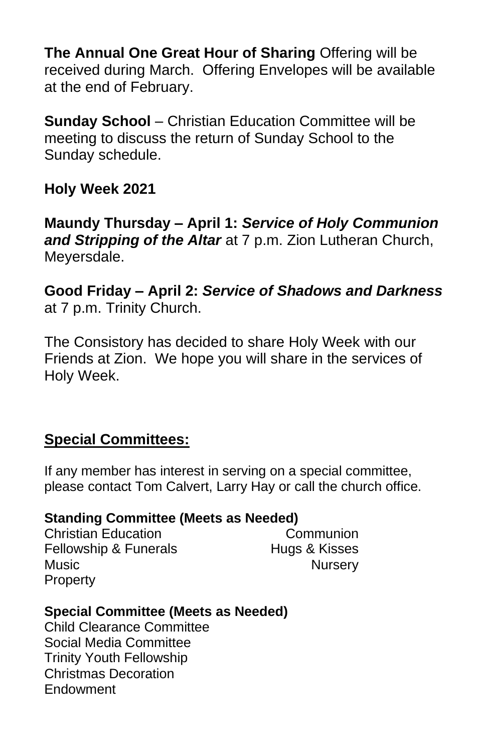**The Annual One Great Hour of Sharing** Offering will be received during March. Offering Envelopes will be available at the end of February.

**Sunday School** – Christian Education Committee will be meeting to discuss the return of Sunday School to the Sunday schedule.

**Holy Week 2021**

**Maundy Thursday – April 1:** ***Service of Holy Communion and Stripping of the Altar*** at 7 p.m. Zion Lutheran Church, Meyersdale.

**Good Friday – April 2:** ***Service of Shadows and Darkness*** at 7 p.m. Trinity Church.

The Consistory has decided to share Holy Week with our Friends at Zion. We hope you will share in the services of Holy Week.

## Special Committees:

If any member has interest in serving on a special committee, please contact Tom Calvert, Larry Hay or call the church office.

**Standing Committee (Meets as Needed)**

| | |
|---|---|
| Christian Education | Communion |
| Fellowship & Funerals | Hugs & Kisses |
| Music | Nursery |
| Property | |

**Special Committee (Meets as Needed)**

Child Clearance Committee
Social Media Committee
Trinity Youth Fellowship
Christmas Decoration
Endowment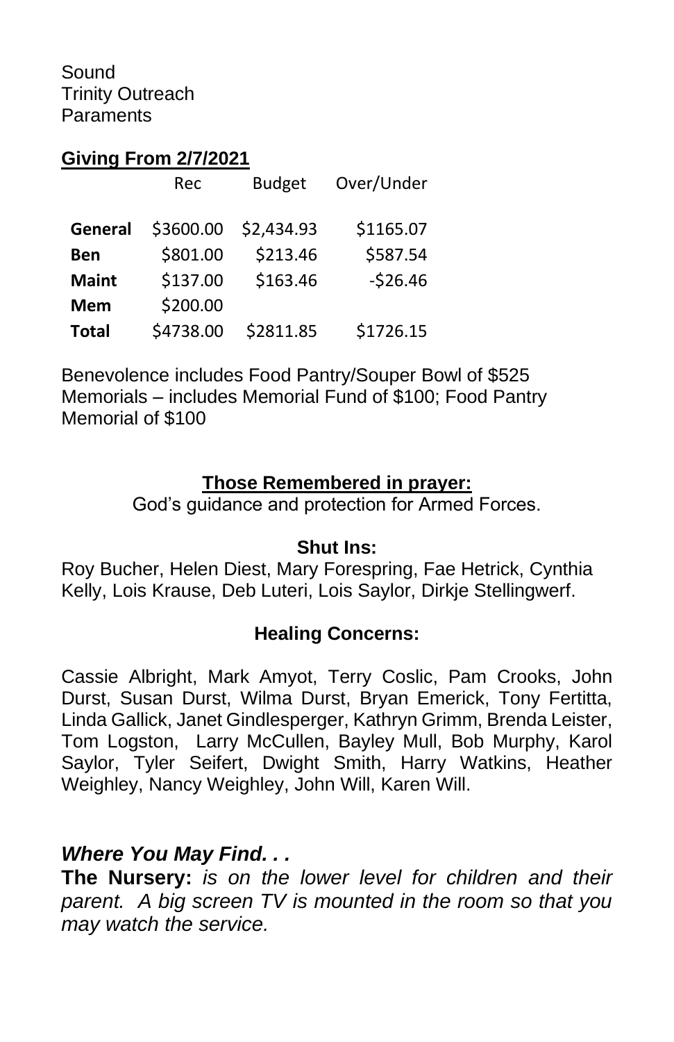Sound
Trinity Outreach
Paraments

**Giving From 2/7/2021**

| | Rec | Budget | Over/Under |
|---|---|---|---|
| **General** | $3600.00 | $2,434.93 | $1165.07 |
| **Ben** | $801.00 | $213.46 | $587.54 |
| **Maint** | $137.00 | $163.46 | -$26.46 |
| **Mem** | $200.00 | | |
| **Total** | $4738.00 | $2811.85 | $1726.15 |

Benevolence includes Food Pantry/Souper Bowl of $525
Memorials – includes Memorial Fund of $100; Food Pantry Memorial of $100

**Those Remembered in prayer:**

God's guidance and protection for Armed Forces.

**Shut Ins:**

Roy Bucher, Helen Diest, Mary Forespring, Fae Hetrick, Cynthia Kelly, Lois Krause, Deb Luteri, Lois Saylor, Dirkje Stellingwerf.

**Healing Concerns:**

Cassie Albright, Mark Amyot, Terry Coslic, Pam Crooks, John Durst, Susan Durst, Wilma Durst, Bryan Emerick, Tony Fertitta, Linda Gallick, Janet Gindlesperger, Kathryn Grimm, Brenda Leister, Tom Logston, Larry McCullen, Bayley Mull, Bob Murphy, Karol Saylor, Tyler Seifert, Dwight Smith, Harry Watkins, Heather Weighley, Nancy Weighley, John Will, Karen Will.

***Where You May Find. . .***

**The Nursery:** *is on the lower level for children and their parent. A big screen TV is mounted in the room so that you may watch the service.*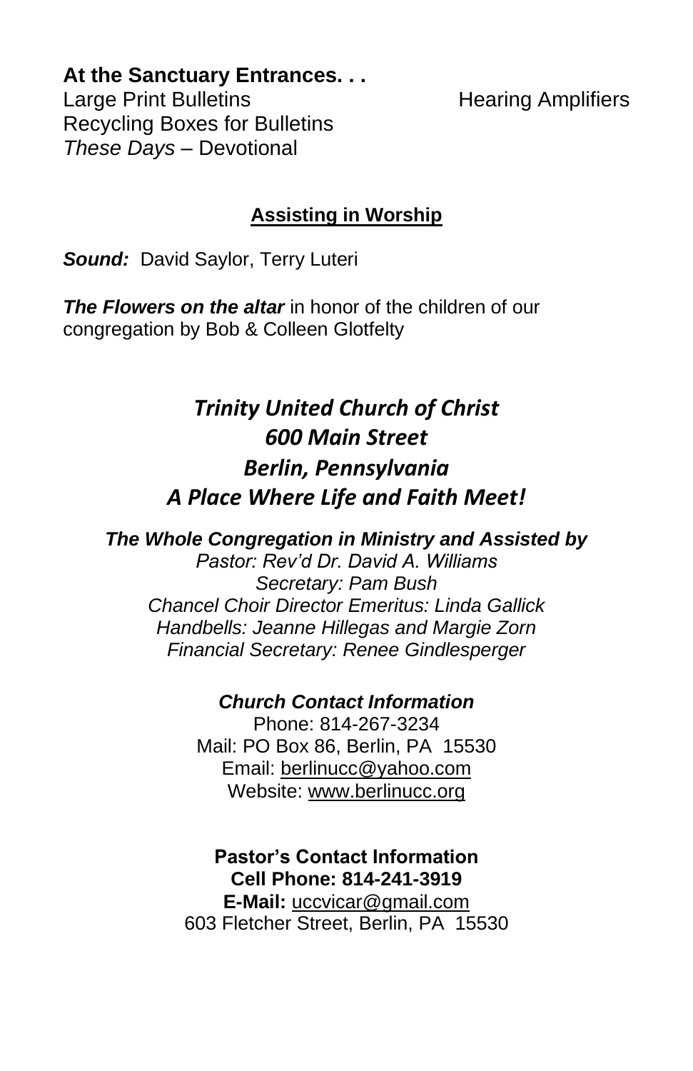**At the Sanctuary Entrances. . .**

Large Print Bulletins

Hearing Amplifiers

Recycling Boxes for Bulletins

*These Days* – Devotional

**Assisting in Worship**

***Sound:*** David Saylor, Terry Luteri

***The Flowers on the altar*** in honor of the children of our congregation by Bob & Colleen Glotfelty

## *Trinity United Church of Christ*
## *600 Main Street*
## *Berlin, Pennsylvania*
## *A Place Where Life and Faith Meet!*

***The Whole Congregation in Ministry and Assisted by***

*Pastor: Rev'd Dr. David A. Williams*
*Secretary: Pam Bush*
*Chancel Choir Director Emeritus: Linda Gallick*
*Handbells: Jeanne Hillegas and Margie Zorn*
*Financial Secretary: Renee Gindlesperger*

***Church Contact Information***

Phone: 814-267-3234
Mail: PO Box 86, Berlin, PA 15530
Email: berlinucc@yahoo.com
Website: www.berlinucc.org

**Pastor's Contact Information**
**Cell Phone: 814-241-3919**
**E-Mail:** uccvicar@gmail.com
603 Fletcher Street, Berlin, PA 15530